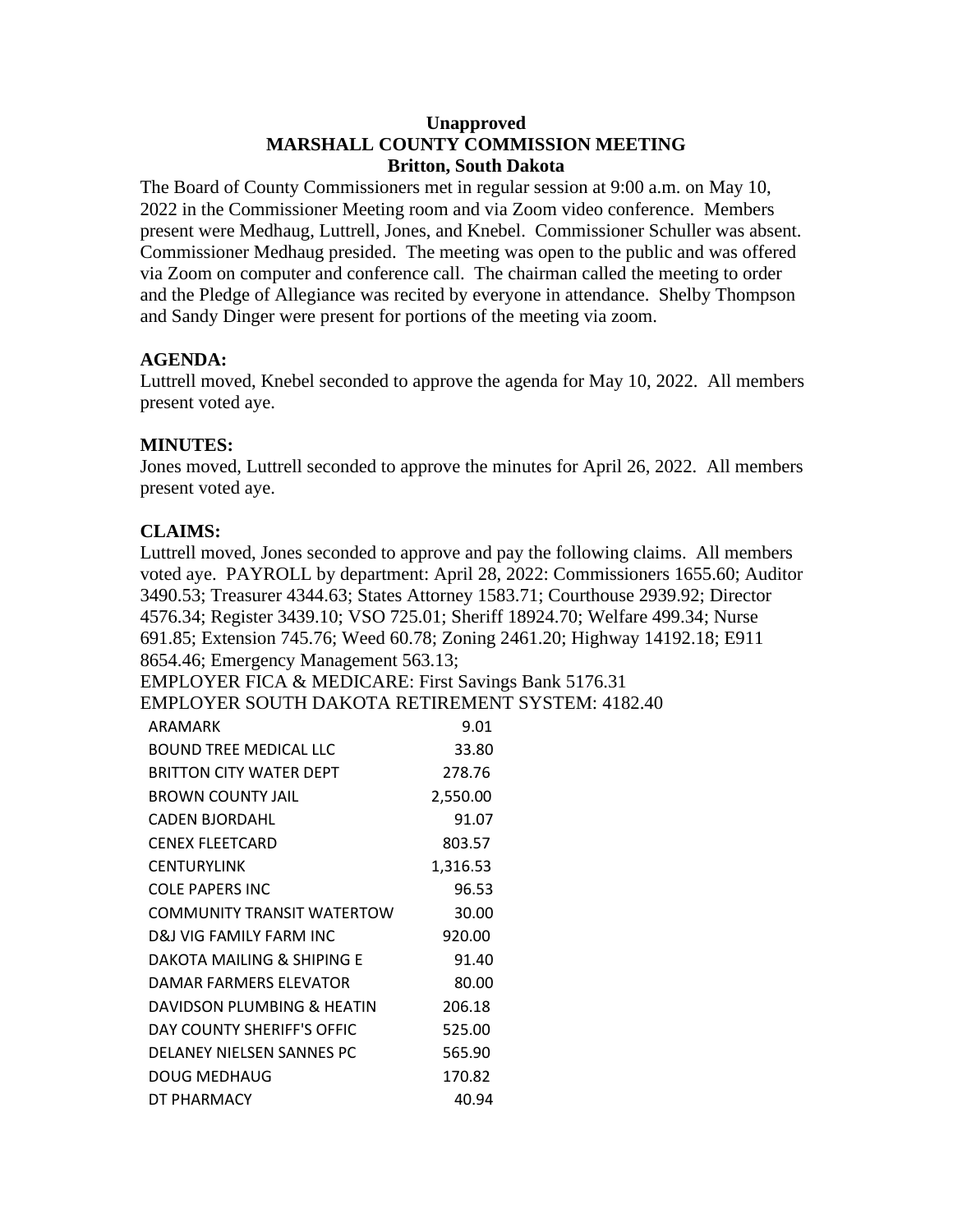**Unapproved**
**MARSHALL COUNTY COMMISSION MEETING**
**Britton, South Dakota**

The Board of County Commissioners met in regular session at 9:00 a.m. on May 10, 2022 in the Commissioner Meeting room and via Zoom video conference. Members present were Medhaug, Luttrell, Jones, and Knebel. Commissioner Schuller was absent. Commissioner Medhaug presided. The meeting was open to the public and was offered via Zoom on computer and conference call. The chairman called the meeting to order and the Pledge of Allegiance was recited by everyone in attendance. Shelby Thompson and Sandy Dinger were present for portions of the meeting via zoom.

**AGENDA:**
Luttrell moved, Knebel seconded to approve the agenda for May 10, 2022. All members present voted aye.

**MINUTES:**
Jones moved, Luttrell seconded to approve the minutes for April 26, 2022. All members present voted aye.

**CLAIMS:**
Luttrell moved, Jones seconded to approve and pay the following claims. All members voted aye. PAYROLL by department: April 28, 2022: Commissioners 1655.60; Auditor 3490.53; Treasurer 4344.63; States Attorney 1583.71; Courthouse 2939.92; Director 4576.34; Register 3439.10; VSO 725.01; Sheriff 18924.70; Welfare 499.34; Nurse 691.85; Extension 745.76; Weed 60.78; Zoning 2461.20; Highway 14192.18; E911 8654.46; Emergency Management 563.13;
EMPLOYER FICA & MEDICARE: First Savings Bank 5176.31
EMPLOYER SOUTH DAKOTA RETIREMENT SYSTEM: 4182.40

| | |
|---|---|
| ARAMARK | 9.01 |
| BOUND TREE MEDICAL LLC | 33.80 |
| BRITTON CITY WATER DEPT | 278.76 |
| BROWN COUNTY JAIL | 2,550.00 |
| CADEN BJORDAHL | 91.07 |
| CENEX FLEETCARD | 803.57 |
| CENTURYLINK | 1,316.53 |
| COLE PAPERS INC | 96.53 |
| COMMUNITY TRANSIT WATERTOW | 30.00 |
| D&J VIG FAMILY FARM INC | 920.00 |
| DAKOTA MAILING & SHIPING E | 91.40 |
| DAMAR FARMERS ELEVATOR | 80.00 |
| DAVIDSON PLUMBING & HEATIN | 206.18 |
| DAY COUNTY SHERIFF'S OFFIC | 525.00 |
| DELANEY NIELSEN SANNES PC | 565.90 |
| DOUG MEDHAUG | 170.82 |
| DT PHARMACY | 40.94 |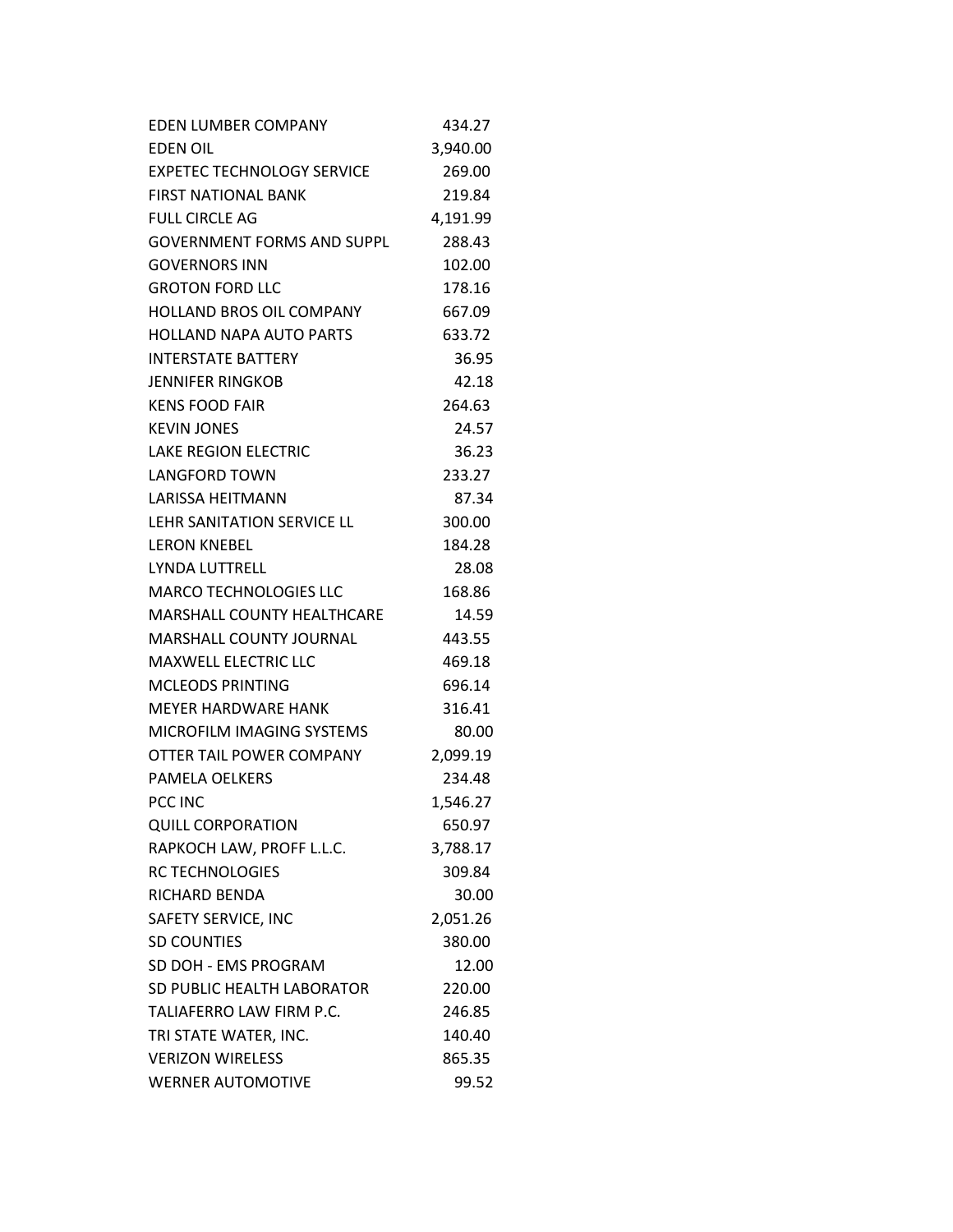| | |
|---|---|
| EDEN LUMBER COMPANY | 434.27 |
| EDEN OIL | 3,940.00 |
| EXPETEC TECHNOLOGY SERVICE | 269.00 |
| FIRST NATIONAL BANK | 219.84 |
| FULL CIRCLE AG | 4,191.99 |
| GOVERNMENT FORMS AND SUPPL | 288.43 |
| GOVERNORS INN | 102.00 |
| GROTON FORD LLC | 178.16 |
| HOLLAND BROS OIL COMPANY | 667.09 |
| HOLLAND NAPA AUTO PARTS | 633.72 |
| INTERSTATE BATTERY | 36.95 |
| JENNIFER RINGKOB | 42.18 |
| KENS FOOD FAIR | 264.63 |
| KEVIN JONES | 24.57 |
| LAKE REGION ELECTRIC | 36.23 |
| LANGFORD TOWN | 233.27 |
| LARISSA HEITMANN | 87.34 |
| LEHR SANITATION SERVICE LL | 300.00 |
| LERON KNEBEL | 184.28 |
| LYNDA LUTTRELL | 28.08 |
| MARCO TECHNOLOGIES LLC | 168.86 |
| MARSHALL COUNTY HEALTHCARE | 14.59 |
| MARSHALL COUNTY JOURNAL | 443.55 |
| MAXWELL ELECTRIC LLC | 469.18 |
| MCLEODS PRINTING | 696.14 |
| MEYER HARDWARE HANK | 316.41 |
| MICROFILM IMAGING SYSTEMS | 80.00 |
| OTTER TAIL POWER COMPANY | 2,099.19 |
| PAMELA OELKERS | 234.48 |
| PCC INC | 1,546.27 |
| QUILL CORPORATION | 650.97 |
| RAPKOCH LAW, PROFF L.L.C. | 3,788.17 |
| RC TECHNOLOGIES | 309.84 |
| RICHARD BENDA | 30.00 |
| SAFETY SERVICE, INC | 2,051.26 |
| SD COUNTIES | 380.00 |
| SD DOH - EMS PROGRAM | 12.00 |
| SD PUBLIC HEALTH LABORATOR | 220.00 |
| TALIAFERRO LAW FIRM P.C. | 246.85 |
| TRI STATE WATER, INC. | 140.40 |
| VERIZON WIRELESS | 865.35 |
| WERNER AUTOMOTIVE | 99.52 |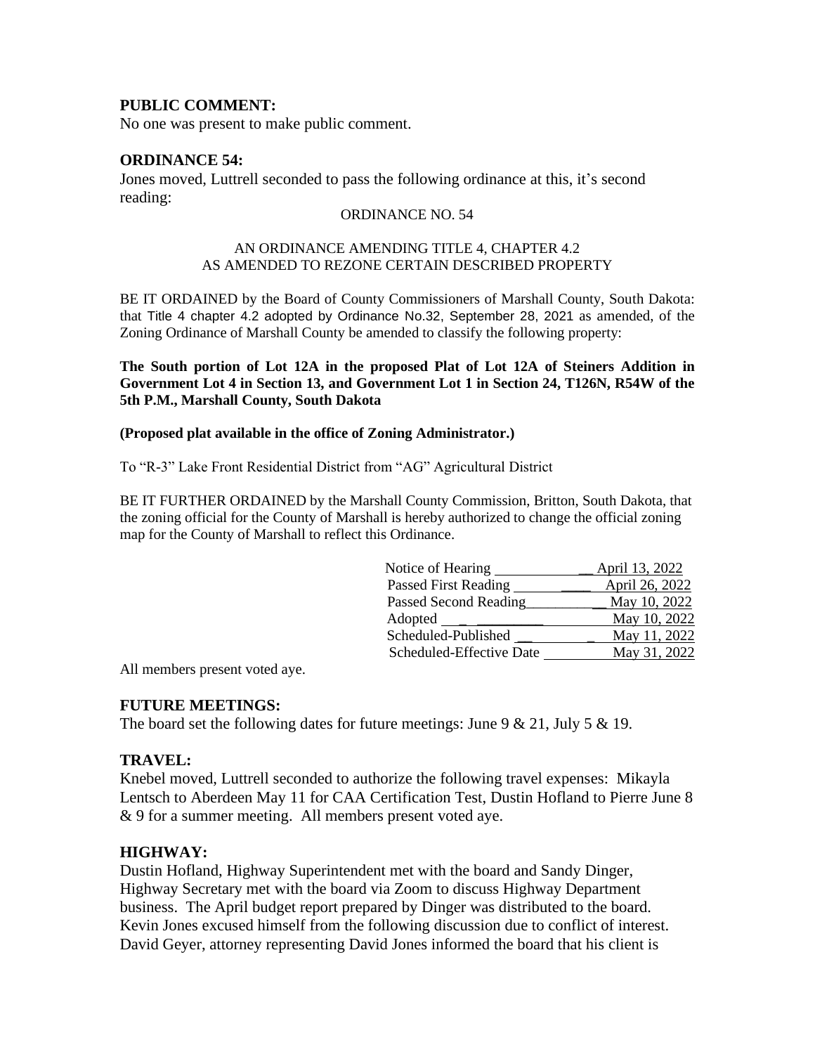**PUBLIC COMMENT:**
No one was present to make public comment.

**ORDINANCE 54:**
Jones moved, Luttrell seconded to pass the following ordinance at this, it's second reading:

ORDINANCE NO. 54

AN ORDINANCE AMENDING TITLE 4, CHAPTER 4.2
AS AMENDED TO REZONE CERTAIN DESCRIBED PROPERTY

BE IT ORDAINED by the Board of County Commissioners of Marshall County, South Dakota: that Title 4 chapter 4.2 adopted by Ordinance No.32, September 28, 2021 as amended, of the Zoning Ordinance of Marshall County be amended to classify the following property:

**The South portion of Lot 12A in the proposed Plat of Lot 12A of Steiners Addition in Government Lot 4 in Section 13, and Government Lot 1 in Section 24, T126N, R54W of the 5th P.M., Marshall County, South Dakota**

**(Proposed plat available in the office of Zoning Administrator.)**

To "R-3" Lake Front Residential District from "AG" Agricultural District

BE IT FURTHER ORDAINED by the Marshall County Commission, Britton, South Dakota, that the zoning official for the County of Marshall is hereby authorized to change the official zoning map for the County of Marshall to reflect this Ordinance.

| | |
|---|---|
| Notice of Hearing | April 13, 2022 |
| Passed First Reading | April 26, 2022 |
| Passed Second Reading | May 10, 2022 |
| Adopted | May 10, 2022 |
| Scheduled-Published | May 11, 2022 |
| Scheduled-Effective Date | May 31, 2022 |

All members present voted aye.

**FUTURE MEETINGS:**
The board set the following dates for future meetings: June 9 & 21, July 5 & 19.

**TRAVEL:**
Knebel moved, Luttrell seconded to authorize the following travel expenses: Mikayla Lentsch to Aberdeen May 11 for CAA Certification Test, Dustin Hofland to Pierre June 8 & 9 for a summer meeting. All members present voted aye.

**HIGHWAY:**
Dustin Hofland, Highway Superintendent met with the board and Sandy Dinger, Highway Secretary met with the board via Zoom to discuss Highway Department business. The April budget report prepared by Dinger was distributed to the board. Kevin Jones excused himself from the following discussion due to conflict of interest. David Geyer, attorney representing David Jones informed the board that his client is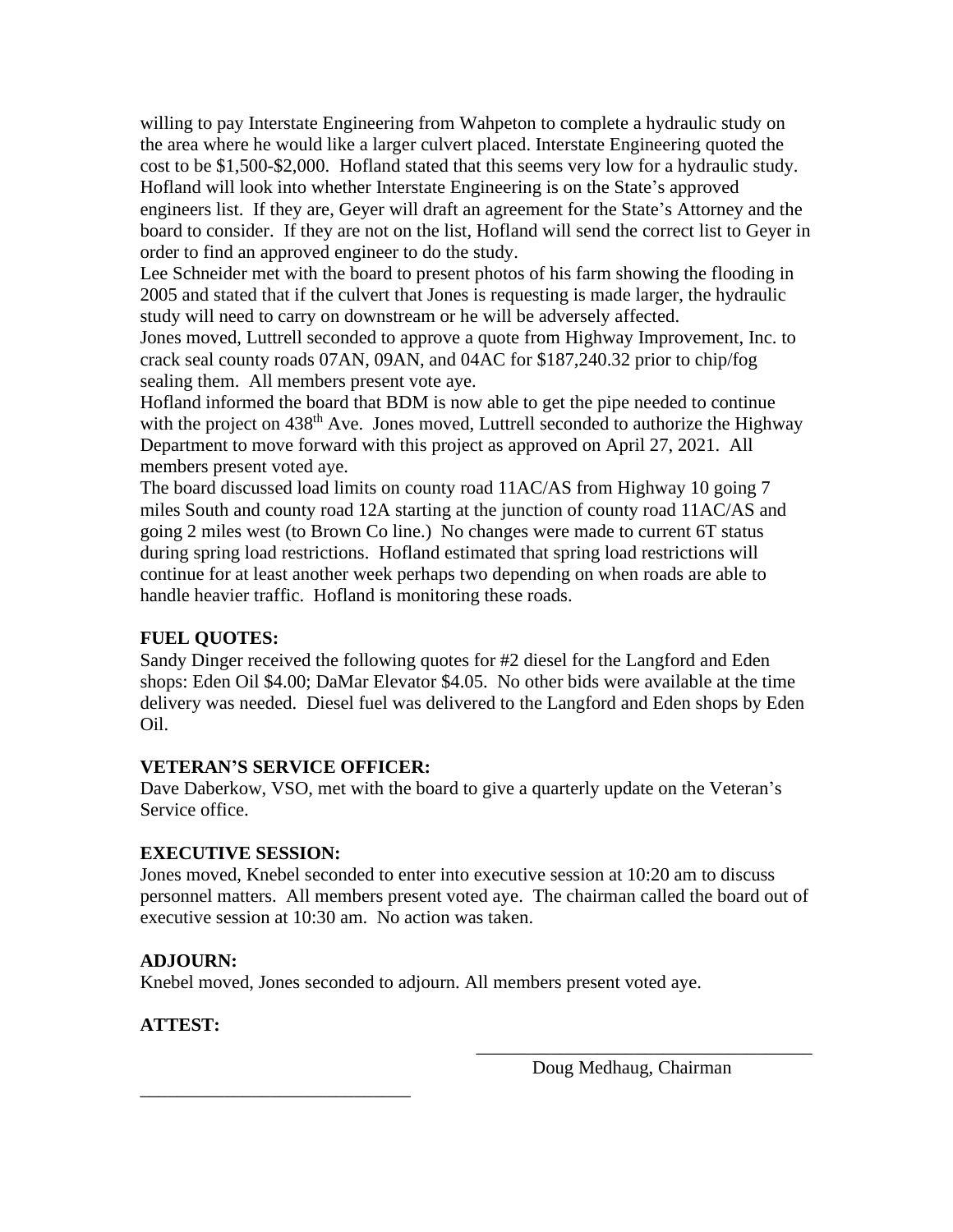willing to pay Interstate Engineering from Wahpeton to complete a hydraulic study on the area where he would like a larger culvert placed. Interstate Engineering quoted the cost to be $1,500-$2,000. Hofland stated that this seems very low for a hydraulic study. Hofland will look into whether Interstate Engineering is on the State's approved engineers list. If they are, Geyer will draft an agreement for the State's Attorney and the board to consider. If they are not on the list, Hofland will send the correct list to Geyer in order to find an approved engineer to do the study.

Lee Schneider met with the board to present photos of his farm showing the flooding in 2005 and stated that if the culvert that Jones is requesting is made larger, the hydraulic study will need to carry on downstream or he will be adversely affected.

Jones moved, Luttrell seconded to approve a quote from Highway Improvement, Inc. to crack seal county roads 07AN, 09AN, and 04AC for $187,240.32 prior to chip/fog sealing them. All members present vote aye.

Hofland informed the board that BDM is now able to get the pipe needed to continue with the project on 438th Ave. Jones moved, Luttrell seconded to authorize the Highway Department to move forward with this project as approved on April 27, 2021. All members present voted aye.

The board discussed load limits on county road 11AC/AS from Highway 10 going 7 miles South and county road 12A starting at the junction of county road 11AC/AS and going 2 miles west (to Brown Co line.) No changes were made to current 6T status during spring load restrictions. Hofland estimated that spring load restrictions will continue for at least another week perhaps two depending on when roads are able to handle heavier traffic. Hofland is monitoring these roads.

**FUEL QUOTES:**

Sandy Dinger received the following quotes for #2 diesel for the Langford and Eden shops: Eden Oil $4.00; DaMar Elevator $4.05. No other bids were available at the time delivery was needed. Diesel fuel was delivered to the Langford and Eden shops by Eden Oil.

**VETERAN'S SERVICE OFFICER:**

Dave Daberkow, VSO, met with the board to give a quarterly update on the Veteran's Service office.

**EXECUTIVE SESSION:**

Jones moved, Knebel seconded to enter into executive session at 10:20 am to discuss personnel matters. All members present voted aye. The chairman called the board out of executive session at 10:30 am. No action was taken.

**ADJOURN:**

Knebel moved, Jones seconded to adjourn. All members present voted aye.

**ATTEST:**

\_\_\_\_\_\_\_\_\_\_\_\_\_\_\_\_\_\_\_\_\_\_\_\_\_\_\_\_\_\_\_\_\_\_\_\_
Doug Medhaug, Chairman

\_\_\_\_\_\_\_\_\_\_\_\_\_\_\_\_\_\_\_\_\_\_\_\_\_\_\_\_\_\_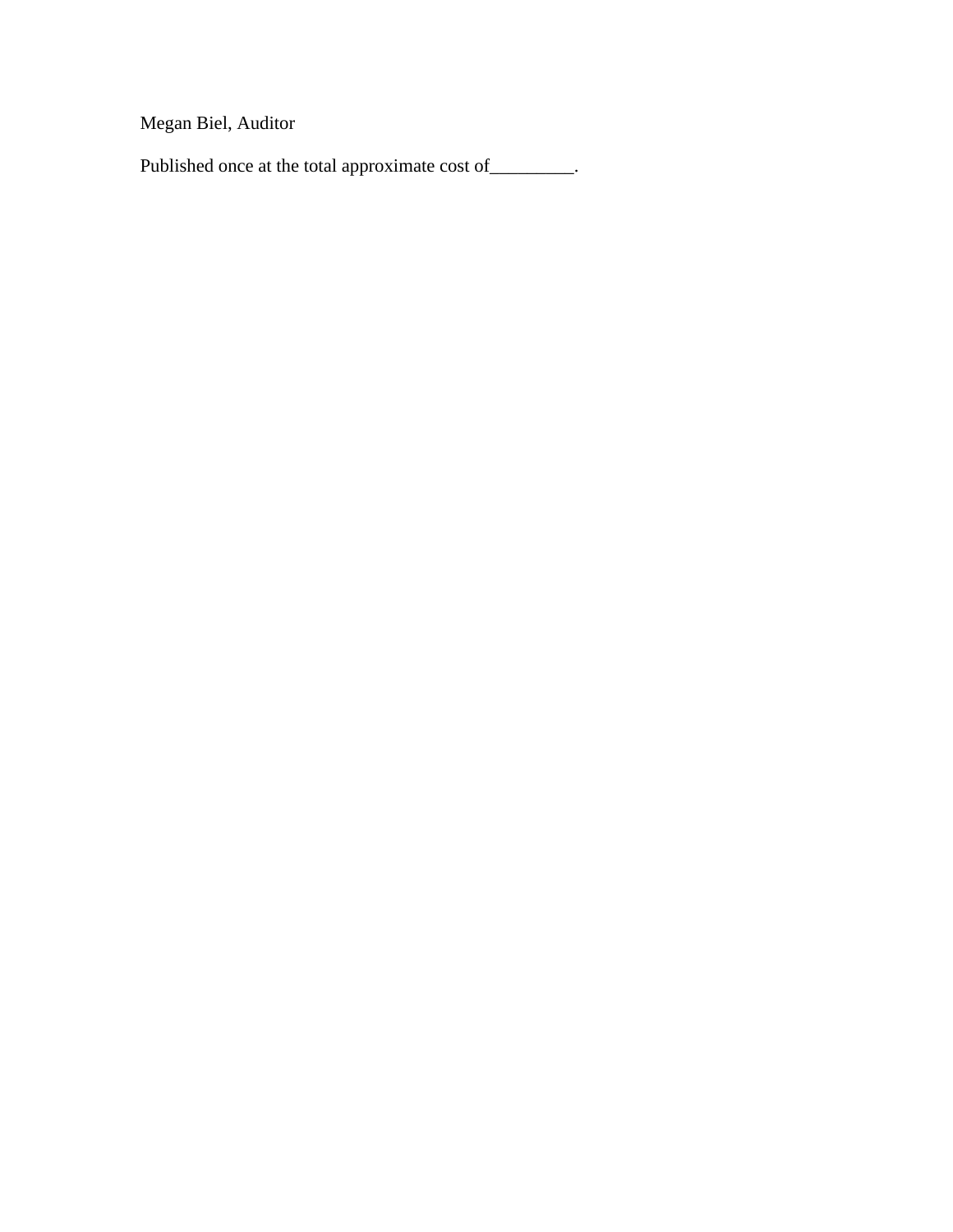Megan Biel, Auditor

Published once at the total approximate cost of_________.